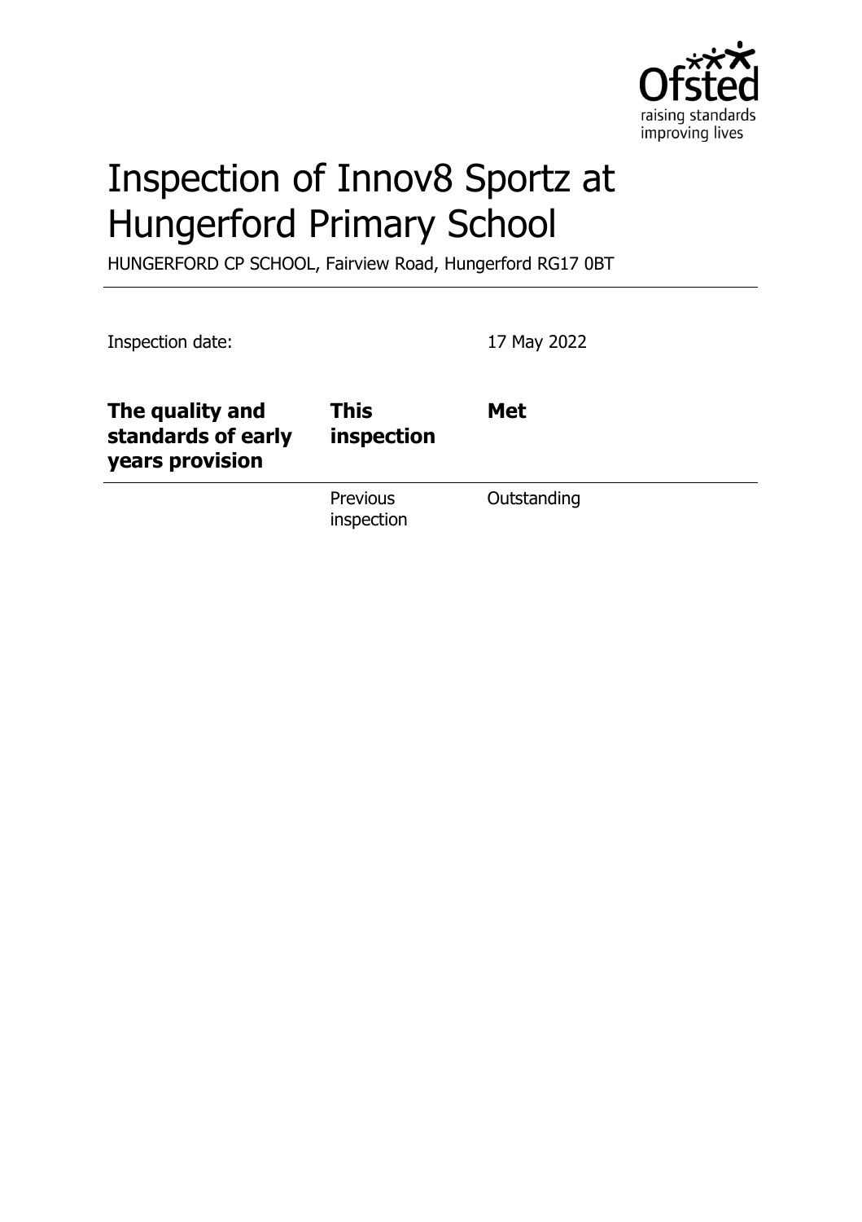# Inspection of Innov8 Sportz at Hungerford Primary School

HUNGERFORD CP SCHOOL, Fairview Road, Hungerford RG17 0BT

Inspection date: 17 May 2022

| **The quality and standards of early years provision** | **This inspection** | **Met** |
|---|---|---|
| | Previous inspection | Outstanding |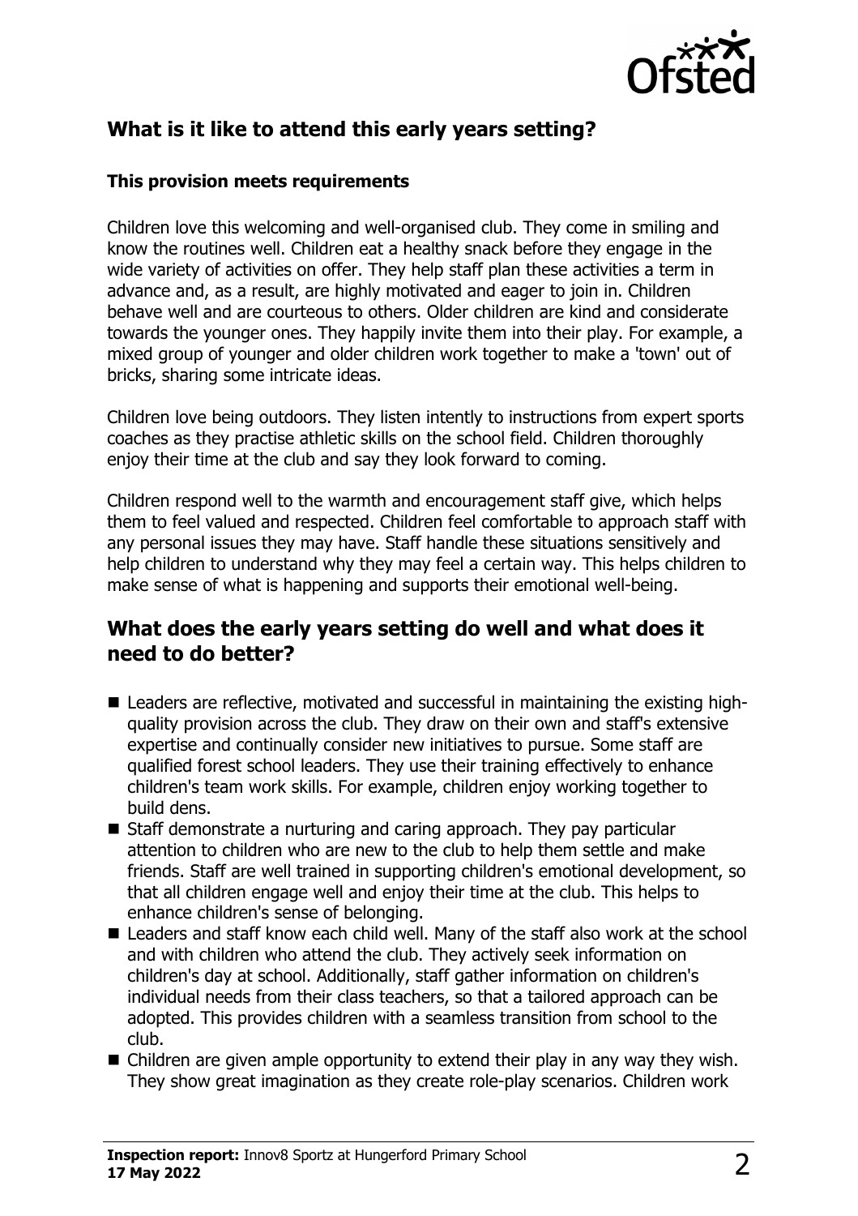## What is it like to attend this early years setting?

### This provision meets requirements

Children love this welcoming and well-organised club. They come in smiling and know the routines well. Children eat a healthy snack before they engage in the wide variety of activities on offer. They help staff plan these activities a term in advance and, as a result, are highly motivated and eager to join in. Children behave well and are courteous to others. Older children are kind and considerate towards the younger ones. They happily invite them into their play. For example, a mixed group of younger and older children work together to make a 'town' out of bricks, sharing some intricate ideas.

Children love being outdoors. They listen intently to instructions from expert sports coaches as they practise athletic skills on the school field. Children thoroughly enjoy their time at the club and say they look forward to coming.

Children respond well to the warmth and encouragement staff give, which helps them to feel valued and respected. Children feel comfortable to approach staff with any personal issues they may have. Staff handle these situations sensitively and help children to understand why they may feel a certain way. This helps children to make sense of what is happening and supports their emotional well-being.

## What does the early years setting do well and what does it need to do better?

- Leaders are reflective, motivated and successful in maintaining the existing high-quality provision across the club. They draw on their own and staff's extensive expertise and continually consider new initiatives to pursue. Some staff are qualified forest school leaders. They use their training effectively to enhance children's team work skills. For example, children enjoy working together to build dens.
- Staff demonstrate a nurturing and caring approach. They pay particular attention to children who are new to the club to help them settle and make friends. Staff are well trained in supporting children's emotional development, so that all children engage well and enjoy their time at the club. This helps to enhance children's sense of belonging.
- Leaders and staff know each child well. Many of the staff also work at the school and with children who attend the club. They actively seek information on children's day at school. Additionally, staff gather information on children's individual needs from their class teachers, so that a tailored approach can be adopted. This provides children with a seamless transition from school to the club.
- Children are given ample opportunity to extend their play in any way they wish. They show great imagination as they create role-play scenarios. Children work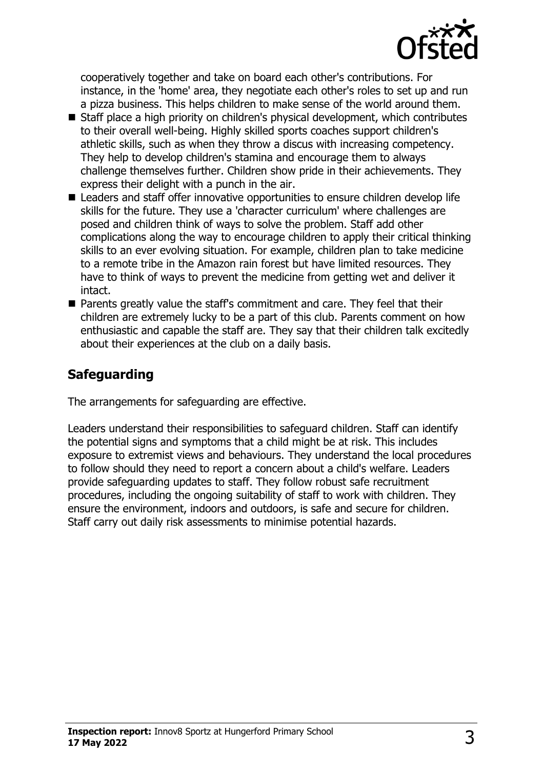cooperatively together and take on board each other's contributions. For instance, in the 'home' area, they negotiate each other's roles to set up and run a pizza business. This helps children to make sense of the world around them.

- Staff place a high priority on children's physical development, which contributes to their overall well-being. Highly skilled sports coaches support children's athletic skills, such as when they throw a discus with increasing competency. They help to develop children's stamina and encourage them to always challenge themselves further. Children show pride in their achievements. They express their delight with a punch in the air.
- Leaders and staff offer innovative opportunities to ensure children develop life skills for the future. They use a 'character curriculum' where challenges are posed and children think of ways to solve the problem. Staff add other complications along the way to encourage children to apply their critical thinking skills to an ever evolving situation. For example, children plan to take medicine to a remote tribe in the Amazon rain forest but have limited resources. They have to think of ways to prevent the medicine from getting wet and deliver it intact.
- Parents greatly value the staff's commitment and care. They feel that their children are extremely lucky to be a part of this club. Parents comment on how enthusiastic and capable the staff are. They say that their children talk excitedly about their experiences at the club on a daily basis.

## Safeguarding

The arrangements for safeguarding are effective.

Leaders understand their responsibilities to safeguard children. Staff can identify the potential signs and symptoms that a child might be at risk. This includes exposure to extremist views and behaviours. They understand the local procedures to follow should they need to report a concern about a child's welfare. Leaders provide safeguarding updates to staff. They follow robust safe recruitment procedures, including the ongoing suitability of staff to work with children. They ensure the environment, indoors and outdoors, is safe and secure for children. Staff carry out daily risk assessments to minimise potential hazards.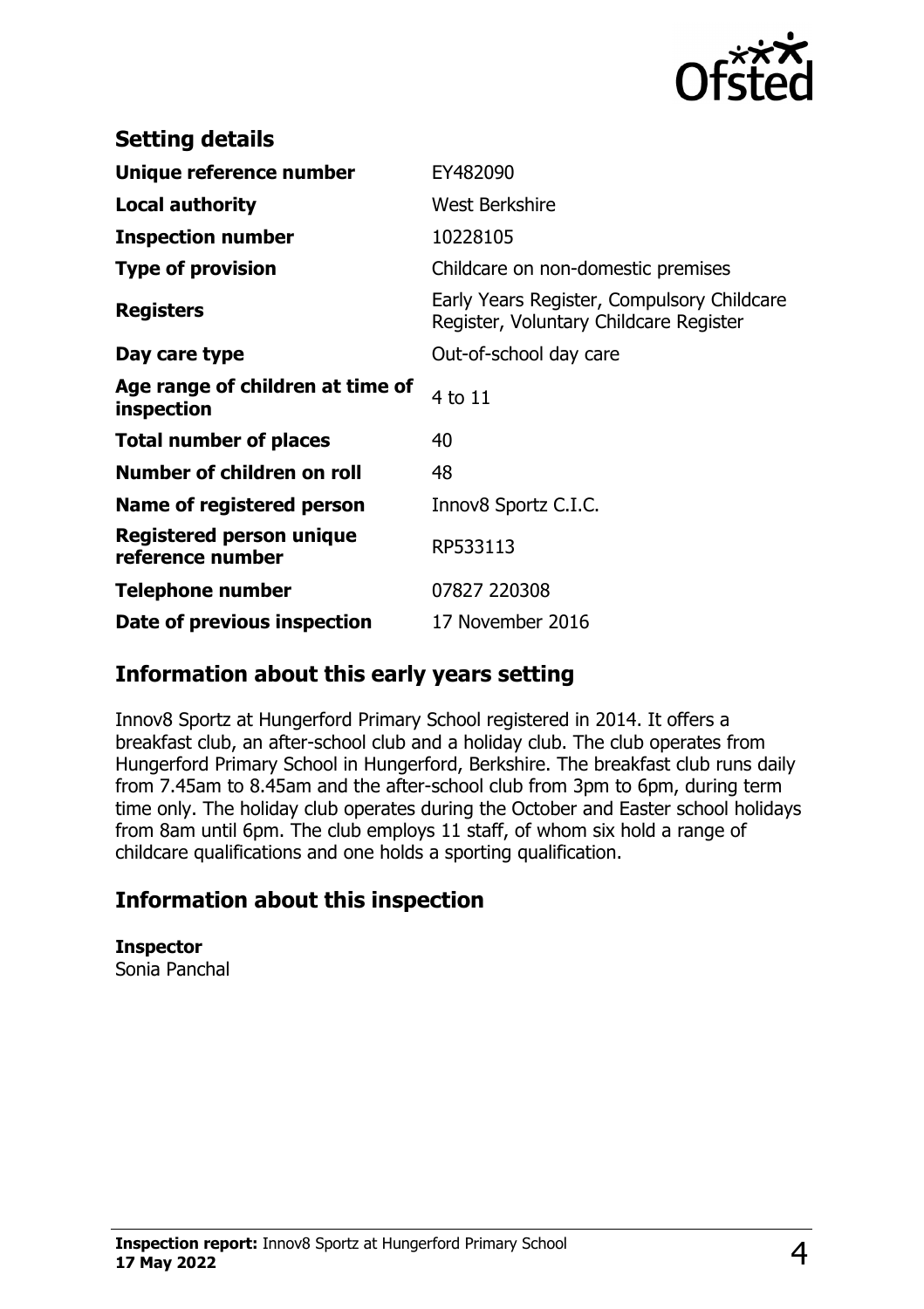## Setting details

| | |
|---|---|
| **Unique reference number** | EY482090 |
| **Local authority** | West Berkshire |
| **Inspection number** | 10228105 |
| **Type of provision** | Childcare on non-domestic premises |
| **Registers** | Early Years Register, Compulsory Childcare Register, Voluntary Childcare Register |
| **Day care type** | Out-of-school day care |
| **Age range of children at time of inspection** | 4 to 11 |
| **Total number of places** | 40 |
| **Number of children on roll** | 48 |
| **Name of registered person** | Innov8 Sportz C.I.C. |
| **Registered person unique reference number** | RP533113 |
| **Telephone number** | 07827 220308 |
| **Date of previous inspection** | 17 November 2016 |

## Information about this early years setting

Innov8 Sportz at Hungerford Primary School registered in 2014. It offers a breakfast club, an after-school club and a holiday club. The club operates from Hungerford Primary School in Hungerford, Berkshire. The breakfast club runs daily from 7.45am to 8.45am and the after-school club from 3pm to 6pm, during term time only. The holiday club operates during the October and Easter school holidays from 8am until 6pm. The club employs 11 staff, of whom six hold a range of childcare qualifications and one holds a sporting qualification.

## Information about this inspection

**Inspector**
Sonia Panchal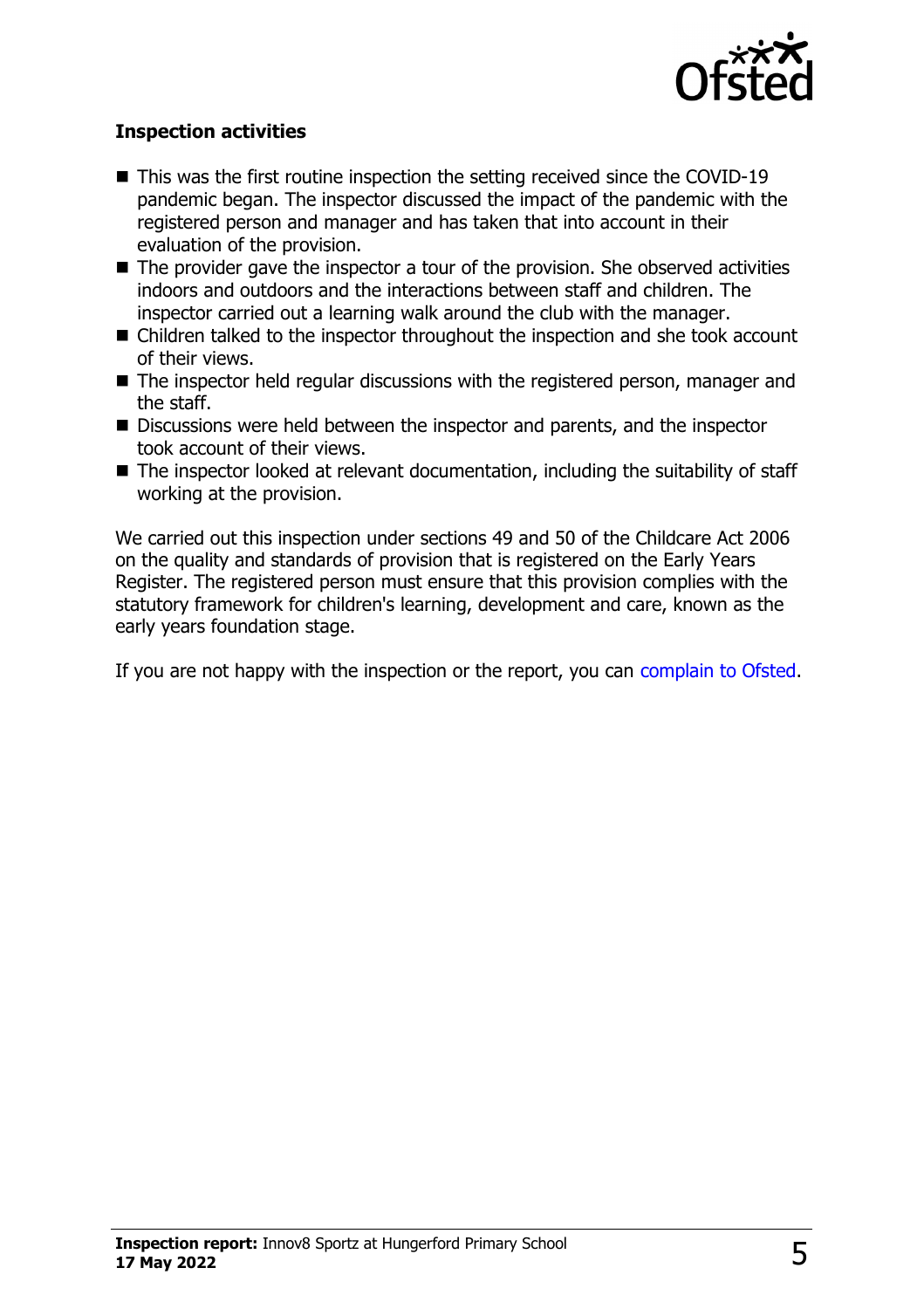### Inspection activities

- This was the first routine inspection the setting received since the COVID-19 pandemic began. The inspector discussed the impact of the pandemic with the registered person and manager and has taken that into account in their evaluation of the provision.
- The provider gave the inspector a tour of the provision. She observed activities indoors and outdoors and the interactions between staff and children. The inspector carried out a learning walk around the club with the manager.
- Children talked to the inspector throughout the inspection and she took account of their views.
- The inspector held regular discussions with the registered person, manager and the staff.
- Discussions were held between the inspector and parents, and the inspector took account of their views.
- The inspector looked at relevant documentation, including the suitability of staff working at the provision.

We carried out this inspection under sections 49 and 50 of the Childcare Act 2006 on the quality and standards of provision that is registered on the Early Years Register. The registered person must ensure that this provision complies with the statutory framework for children's learning, development and care, known as the early years foundation stage.

If you are not happy with the inspection or the report, you can complain to Ofsted.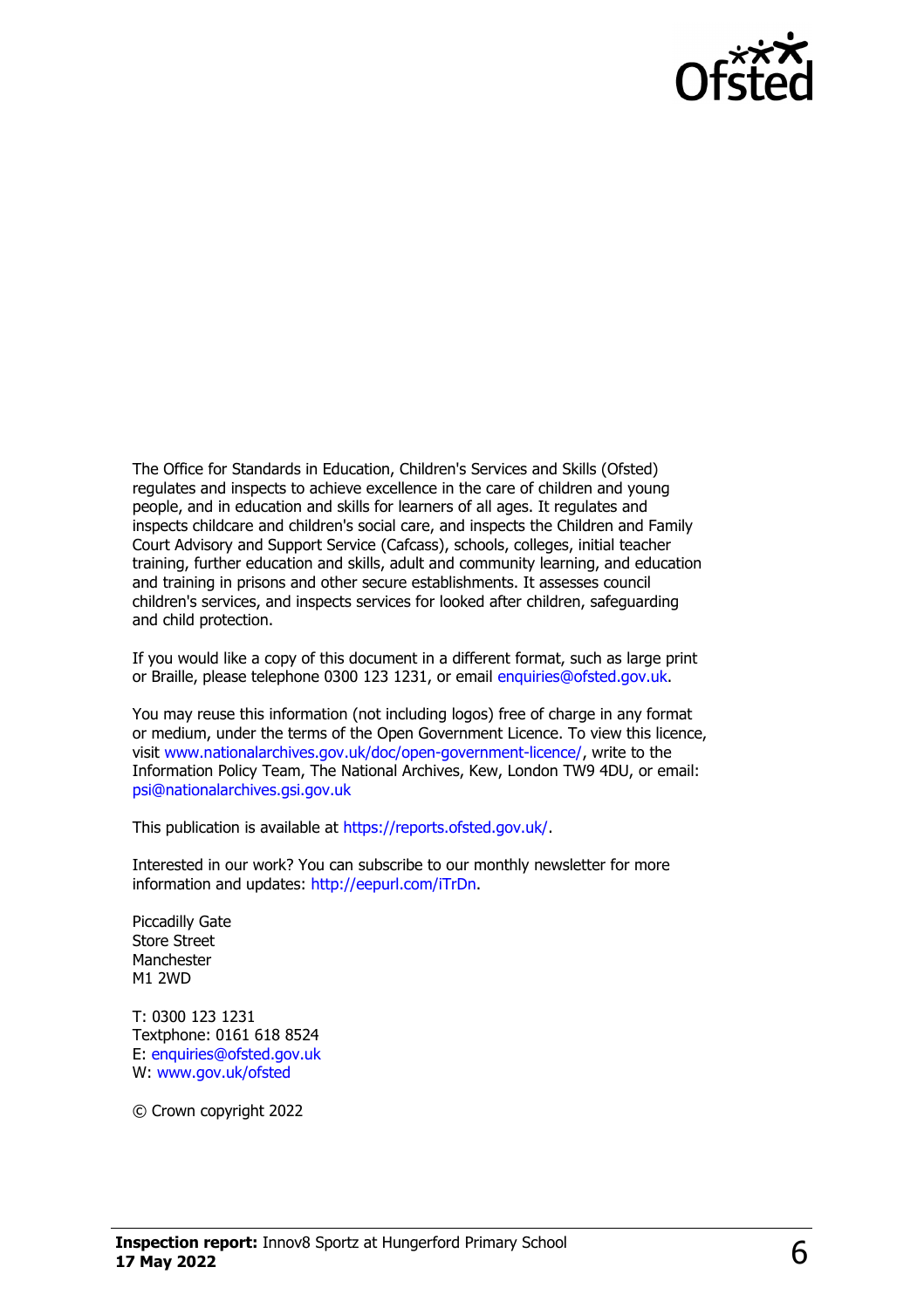The Office for Standards in Education, Children's Services and Skills (Ofsted) regulates and inspects to achieve excellence in the care of children and young people, and in education and skills for learners of all ages. It regulates and inspects childcare and children's social care, and inspects the Children and Family Court Advisory and Support Service (Cafcass), schools, colleges, initial teacher training, further education and skills, adult and community learning, and education and training in prisons and other secure establishments. It assesses council children's services, and inspects services for looked after children, safeguarding and child protection.

If you would like a copy of this document in a different format, such as large print or Braille, please telephone 0300 123 1231, or email enquiries@ofsted.gov.uk.

You may reuse this information (not including logos) free of charge in any format or medium, under the terms of the Open Government Licence. To view this licence, visit www.nationalarchives.gov.uk/doc/open-government-licence/, write to the Information Policy Team, The National Archives, Kew, London TW9 4DU, or email: psi@nationalarchives.gsi.gov.uk

This publication is available at https://reports.ofsted.gov.uk/.

Interested in our work? You can subscribe to our monthly newsletter for more information and updates: http://eepurl.com/iTrDn.

Piccadilly Gate
Store Street
Manchester
M1 2WD

T: 0300 123 1231
Textphone: 0161 618 8524
E: enquiries@ofsted.gov.uk
W: www.gov.uk/ofsted

© Crown copyright 2022